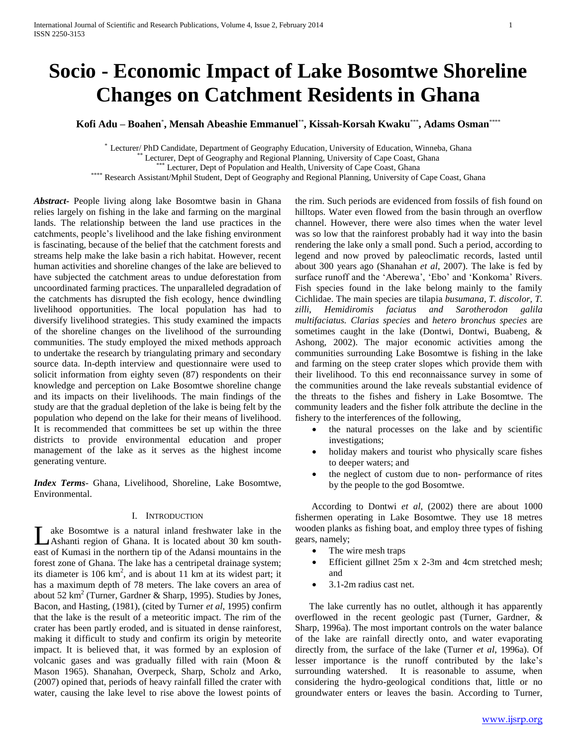# Socio - Economic Impact of Lake Bosomtwe Shoreline Changes on Catchment Residents in Ghana

**Kofi Adu – Boahen[*], Mensah Abeashie Emmanuel[**], Kissah-Korsah Kwaku[***], Adams Osman[****]**

[*] Lecturer/ PhD Candidate, Department of Geography Education, University of Education, Winneba, Ghana
[**] Lecturer, Dept of Geography and Regional Planning, University of Cape Coast, Ghana
[***] Lecturer, Dept of Population and Health, University of Cape Coast, Ghana
[****] Research Assistant/Mphil Student, Dept of Geography and Regional Planning, University of Cape Coast, Ghana

***Abstract***- People living along lake Bosomtwe basin in Ghana relies largely on fishing in the lake and farming on the marginal lands. The relationship between the land use practices in the catchments, people's livelihood and the lake fishing environment is fascinating, because of the belief that the catchment forests and streams help make the lake basin a rich habitat. However, recent human activities and shoreline changes of the lake are believed to have subjected the catchment areas to undue deforestation from uncoordinated farming practices. The unparalleled degradation of the catchments has disrupted the fish ecology, hence dwindling livelihood opportunities. The local population has had to diversify livelihood strategies. This study examined the impacts of the shoreline changes on the livelihood of the surrounding communities. The study employed the mixed methods approach to undertake the research by triangulating primary and secondary source data. In-depth interview and questionnaire were used to solicit information from eighty seven (87) respondents on their knowledge and perception on Lake Bosomtwe shoreline change and its impacts on their livelihoods. The main findings of the study are that the gradual depletion of the lake is being felt by the population who depend on the lake for their means of livelihood. It is recommended that committees be set up within the three districts to provide environmental education and proper management of the lake as it serves as the highest income generating venture.

***Index Terms***- Ghana, Livelihood, Shoreline, Lake Bosomtwe, Environmental.

## I. Introduction

Lake Bosomtwe is a natural inland freshwater lake in the Ashanti region of Ghana. It is located about 30 km south-east of Kumasi in the northern tip of the Adansi mountains in the forest zone of Ghana. The lake has a centripetal drainage system; its diameter is 106 km$^2$, and is about 11 km at its widest part; it has a maximum depth of 78 meters. The lake covers an area of about 52 km$^2$ (Turner, Gardner & Sharp, 1995). Studies by Jones, Bacon, and Hasting, (1981), (cited by Turner *et al*, 1995) confirm that the lake is the result of a meteoritic impact. The rim of the crater has been partly eroded, and is situated in dense rainforest, making it difficult to study and confirm its origin by meteorite impact. It is believed that, it was formed by an explosion of volcanic gases and was gradually filled with rain (Moon & Mason 1965). Shanahan, Overpeck, Sharp, Scholz and Arko, (2007) opined that, periods of heavy rainfall filled the crater with water, causing the lake level to rise above the lowest points of the rim. Such periods are evidenced from fossils of fish found on hilltops. Water even flowed from the basin through an overflow channel. However, there were also times when the water level was so low that the rainforest probably had it way into the basin rendering the lake only a small pond. Such a period, according to legend and now proved by paleoclimatic records, lasted until about 300 years ago (Shanahan *et al*, 2007). The lake is fed by surface runoff and the 'Aberewa', 'Ebo' and 'Konkoma' Rivers. Fish species found in the lake belong mainly to the family Cichlidae. The main species are tilapia *busumana, T. discolor, T. zilli, Hemidiromis faciatus and Sarotherodon galila multifaciatus. Clarias species* and *hetero bronchus species* are sometimes caught in the lake (Dontwi, Dontwi, Buabeng, & Ashong, 2002). The major economic activities among the communities surrounding Lake Bosomtwe is fishing in the lake and farming on the steep crater slopes which provide them with their livelihood. To this end reconnaissance survey in some of the communities around the lake reveals substantial evidence of the threats to the fishes and fishery in Lake Bosomtwe. The community leaders and the fisher folk attribute the decline in the fishery to the interferences of the following,

- the natural processes on the lake and by scientific investigations;
- holiday makers and tourist who physically scare fishes to deeper waters; and
- the neglect of custom due to non- performance of rites by the people to the god Bosomtwe.

According to Dontwi *et al*, (2002) there are about 1000 fishermen operating in Lake Bosomtwe. They use 18 metres wooden planks as fishing boat, and employ three types of fishing gears, namely;

- The wire mesh traps
- Efficient gillnet 25m x 2-3m and 4cm stretched mesh; and
- 3.1-2m radius cast net.

The lake currently has no outlet, although it has apparently overflowed in the recent geologic past (Turner, Gardner, & Sharp, 1996a). The most important controls on the water balance of the lake are rainfall directly onto, and water evaporating directly from, the surface of the lake (Turner *et al*, 1996a). Of lesser importance is the runoff contributed by the lake's surrounding watershed. It is reasonable to assume, when considering the hydro-geological conditions that, little or no groundwater enters or leaves the basin. According to Turner,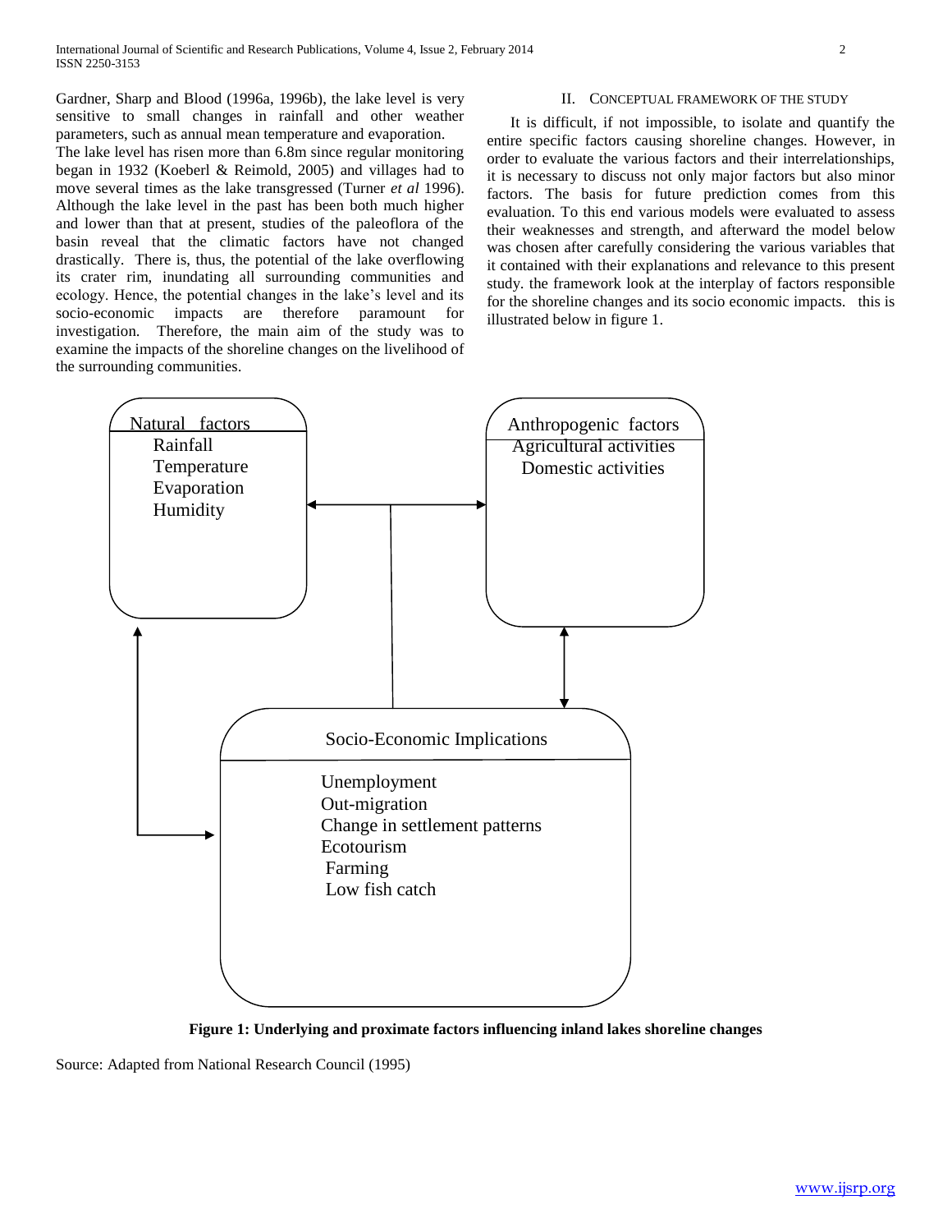Gardner, Sharp and Blood (1996a, 1996b), the lake level is very sensitive to small changes in rainfall and other weather parameters, such as annual mean temperature and evaporation.

The lake level has risen more than 6.8m since regular monitoring began in 1932 (Koeberl & Reimold, 2005) and villages had to move several times as the lake transgressed (Turner *et al* 1996). Although the lake level in the past has been both much higher and lower than that at present, studies of the paleoflora of the basin reveal that the climatic factors have not changed drastically. There is, thus, the potential of the lake overflowing its crater rim, inundating all surrounding communities and ecology. Hence, the potential changes in the lake's level and its socio-economic impacts are therefore paramount for investigation. Therefore, the main aim of the study was to examine the impacts of the shoreline changes on the livelihood of the surrounding communities.

## II. Conceptual Framework of the Study

It is difficult, if not impossible, to isolate and quantify the entire specific factors causing shoreline changes. However, in order to evaluate the various factors and their interrelationships, it is necessary to discuss not only major factors but also minor factors. The basis for future prediction comes from this evaluation. To this end various models were evaluated to assess their weaknesses and strength, and afterward the model below was chosen after carefully considering the various variables that it contained with their explanations and relevance to this present study. the framework look at the interplay of factors responsible for the shoreline changes and its socio economic impacts. this is illustrated below in figure 1.

Natural factors
- Rainfall
- Temperature
- Evaporation
- Humidity

Anthropogenic factors
- Agricultural activities
- Domestic activities

Socio-Economic Implications
- Unemployment
- Out-migration
- Change in settlement patterns
- Ecotourism
- Farming
- Low fish catch

**Figure 1: Underlying and proximate factors influencing inland lakes shoreline changes**

Source: Adapted from National Research Council (1995)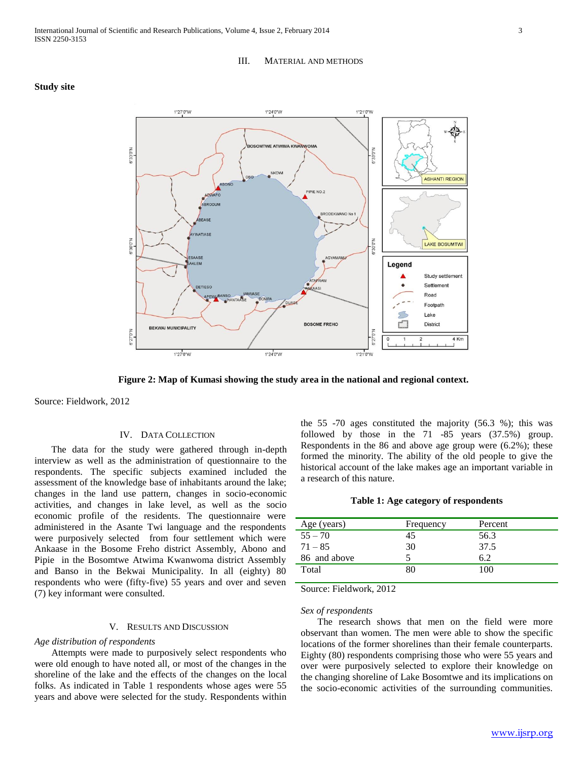## III. Material and Methods

### Study site

**Figure 2: Map of Kumasi showing the study area in the national and regional context.**

Source: Fieldwork, 2012

## IV. Data Collection

The data for the study were gathered through in-depth interview as well as the administration of questionnaire to the respondents. The specific subjects examined included the assessment of the knowledge base of inhabitants around the lake; changes in the land use pattern, changes in socio-economic activities, and changes in lake level, as well as the socio economic profile of the residents. The questionnaire were administered in the Asante Twi language and the respondents were purposively selected from four settlement which were Ankaase in the Bosome Freho district Assembly, Abono and Pipie in the Bosomtwe Atwima Kwanwoma district Assembly and Banso in the Bekwai Municipality. In all (eighty) 80 respondents who were (fifty-five) 55 years and over and seven (7) key informant were consulted.

## V. Results and Discussion

*Age distribution of respondents*

Attempts were made to purposively select respondents who were old enough to have noted all, or most of the changes in the shoreline of the lake and the effects of the changes on the local folks. As indicated in Table 1 respondents whose ages were 55 years and above were selected for the study. Respondents within the 55 -70 ages constituted the majority (56.3 %); this was followed by those in the 71 -85 years (37.5%) group. Respondents in the 86 and above age group were (6.2%); these formed the minority. The ability of the old people to give the historical account of the lake makes age an important variable in a research of this nature.

**Table 1: Age category of respondents**

| Age (years) | Frequency | Percent |
| --- | --- | --- |
| 55 – 70 | 45 | 56.3 |
| 71 – 85 | 30 | 37.5 |
| 86 and above | 5 | 6.2 |
| Total | 80 | 100 |

Source: Fieldwork, 2012

*Sex of respondents*

The research shows that men on the field were more observant than women. The men were able to show the specific locations of the former shorelines than their female counterparts. Eighty (80) respondents comprising those who were 55 years and over were purposively selected to explore their knowledge on the changing shoreline of Lake Bosomtwe and its implications on the socio-economic activities of the surrounding communities.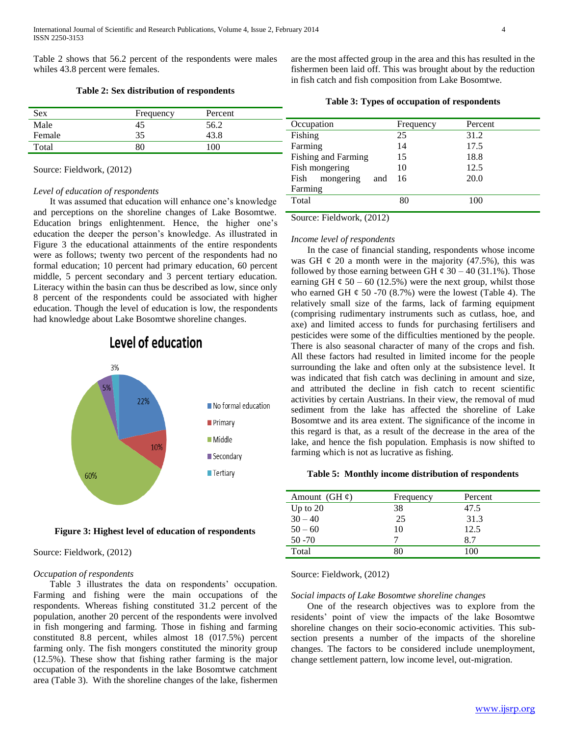Table 2 shows that 56.2 percent of the respondents were males whiles 43.8 percent were females.

**Table 2: Sex distribution of respondents**

| Sex | Frequency | Percent |
|---|---|---|
| Male | 45 | 56.2 |
| Female | 35 | 43.8 |
| Total | 80 | 100 |

Source: Fieldwork, (2012)

*Level of education of respondents*

It was assumed that education will enhance one's knowledge and perceptions on the shoreline changes of Lake Bosomtwe. Education brings enlightenment. Hence, the higher one's education the deeper the person's knowledge. As illustrated in Figure 3 the educational attainments of the entire respondents were as follows; twenty two percent of the respondents had no formal education; 10 percent had primary education, 60 percent middle, 5 percent secondary and 3 percent tertiary education. Literacy within the basin can thus be described as low, since only 8 percent of the respondents could be associated with higher education. Though the level of education is low, the respondents had knowledge about Lake Bosomtwe shoreline changes.

Level of education

| Level | Percent |
|---|---|
| No formal education | 22% |
| Primary | 10% |
| Middle | 60% |
| Secondary | 5% |
| Tertiary | 3% |

**Figure 3: Highest level of education of respondents**

Source: Fieldwork, (2012)

*Occupation of respondents*

Table 3 illustrates the data on respondents' occupation. Farming and fishing were the main occupations of the respondents. Whereas fishing constituted 31.2 percent of the population, another 20 percent of the respondents were involved in fish mongering and farming. Those in fishing and farming constituted 8.8 percent, whiles almost 18 (017.5%) percent farming only. The fish mongers constituted the minority group (12.5%). These show that fishing rather farming is the major occupation of the respondents in the lake Bosomtwe catchment area (Table 3). With the shoreline changes of the lake, fishermen are the most affected group in the area and this has resulted in the fishermen been laid off. This was brought about by the reduction in fish catch and fish composition from Lake Bosomtwe.

**Table 3: Types of occupation of respondents**

| Occupation | Frequency | Percent |
|---|---|---|
| Fishing | 25 | 31.2 |
| Farming | 14 | 17.5 |
| Fishing and Farming | 15 | 18.8 |
| Fish mongering | 10 | 12.5 |
| Fish mongering and Farming | 16 | 20.0 |
| Total | 80 | 100 |

Source: Fieldwork, (2012)

*Income level of respondents*

In the case of financial standing, respondents whose income was GH ¢ 20 a month were in the majority (47.5%), this was followed by those earning between GH ¢ 30 – 40 (31.1%). Those earning GH ¢ 50 – 60 (12.5%) were the next group, whilst those who earned GH ¢ 50 -70 (8.7%) were the lowest (Table 4). The relatively small size of the farms, lack of farming equipment (comprising rudimentary instruments such as cutlass, hoe, and axe) and limited access to funds for purchasing fertilisers and pesticides were some of the difficulties mentioned by the people. There is also seasonal character of many of the crops and fish. All these factors had resulted in limited income for the people surrounding the lake and often only at the subsistence level. It was indicated that fish catch was declining in amount and size, and attributed the decline in fish catch to recent scientific activities by certain Austrians. In their view, the removal of mud sediment from the lake has affected the shoreline of Lake Bosomtwe and its area extent. The significance of the income in this regard is that, as a result of the decrease in the area of the lake, and hence the fish population. Emphasis is now shifted to farming which is not as lucrative as fishing.

**Table 5: Monthly income distribution of respondents**

| Amount (GH ¢) | Frequency | Percent |
|---|---|---|
| Up to 20 | 38 | 47.5 |
| 30 – 40 | 25 | 31.3 |
| 50 – 60 | 10 | 12.5 |
| 50 -70 | 7 | 8.7 |
| Total | 80 | 100 |

Source: Fieldwork, (2012)

*Social impacts of Lake Bosomtwe shoreline changes*

One of the research objectives was to explore from the residents' point of view the impacts of the lake Bosomtwe shoreline changes on their socio-economic activities. This sub-section presents a number of the impacts of the shoreline changes. The factors to be considered include unemployment, change settlement pattern, low income level, out-migration.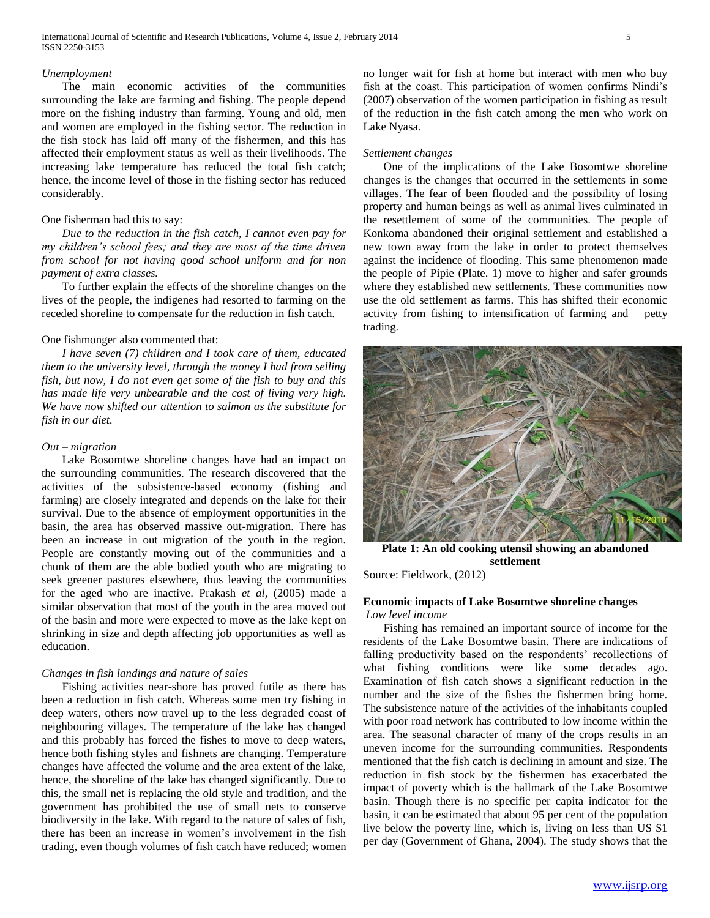*Unemployment*

The main economic activities of the communities surrounding the lake are farming and fishing. The people depend more on the fishing industry than farming. Young and old, men and women are employed in the fishing sector. The reduction in the fish stock has laid off many of the fishermen, and this has affected their employment status as well as their livelihoods. The increasing lake temperature has reduced the total fish catch; hence, the income level of those in the fishing sector has reduced considerably.

One fisherman had this to say:

*Due to the reduction in the fish catch, I cannot even pay for my children's school fees; and they are most of the time driven from school for not having good school uniform and for non payment of extra classes.*

To further explain the effects of the shoreline changes on the lives of the people, the indigenes had resorted to farming on the receded shoreline to compensate for the reduction in fish catch.

One fishmonger also commented that:

*I have seven (7) children and I took care of them, educated them to the university level, through the money I had from selling fish, but now, I do not even get some of the fish to buy and this has made life very unbearable and the cost of living very high. We have now shifted our attention to salmon as the substitute for fish in our diet.*

*Out – migration*

Lake Bosomtwe shoreline changes have had an impact on the surrounding communities. The research discovered that the activities of the subsistence-based economy (fishing and farming) are closely integrated and depends on the lake for their survival. Due to the absence of employment opportunities in the basin, the area has observed massive out-migration. There has been an increase in out migration of the youth in the region. People are constantly moving out of the communities and a chunk of them are the able bodied youth who are migrating to seek greener pastures elsewhere, thus leaving the communities for the aged who are inactive. Prakash *et al*, (2005) made a similar observation that most of the youth in the area moved out of the basin and more were expected to move as the lake kept on shrinking in size and depth affecting job opportunities as well as education.

*Changes in fish landings and nature of sales*

Fishing activities near-shore has proved futile as there has been a reduction in fish catch. Whereas some men try fishing in deep waters, others now travel up to the less degraded coast of neighbouring villages. The temperature of the lake has changed and this probably has forced the fishes to move to deep waters, hence both fishing styles and fishnets are changing. Temperature changes have affected the volume and the area extent of the lake, hence, the shoreline of the lake has changed significantly. Due to this, the small net is replacing the old style and tradition, and the government has prohibited the use of small nets to conserve biodiversity in the lake. With regard to the nature of sales of fish, there has been an increase in women's involvement in the fish trading, even though volumes of fish catch have reduced; women no longer wait for fish at home but interact with men who buy fish at the coast. This participation of women confirms Nindi's (2007) observation of the women participation in fishing as result of the reduction in the fish catch among the men who work on Lake Nyasa.

*Settlement changes*

One of the implications of the Lake Bosomtwe shoreline changes is the changes that occurred in the settlements in some villages. The fear of been flooded and the possibility of losing property and human beings as well as animal lives culminated in the resettlement of some of the communities. The people of Konkoma abandoned their original settlement and established a new town away from the lake in order to protect themselves against the incidence of flooding. This same phenomenon made the people of Pipie (Plate. 1) move to higher and safer grounds where they established new settlements. These communities now use the old settlement as farms. This has shifted their economic activity from fishing to intensification of farming and petty trading.

**Plate 1: An old cooking utensil showing an abandoned settlement**

Source: Fieldwork, (2012)

### Economic impacts of Lake Bosomtwe shoreline changes

*Low level income*

Fishing has remained an important source of income for the residents of the Lake Bosomtwe basin. There are indications of falling productivity based on the respondents' recollections of what fishing conditions were like some decades ago. Examination of fish catch shows a significant reduction in the number and the size of the fishes the fishermen bring home. The subsistence nature of the activities of the inhabitants coupled with poor road network has contributed to low income within the area. The seasonal character of many of the crops results in an uneven income for the surrounding communities. Respondents mentioned that the fish catch is declining in amount and size. The reduction in fish stock by the fishermen has exacerbated the impact of poverty which is the hallmark of the Lake Bosomtwe basin. Though there is no specific per capita indicator for the basin, it can be estimated that about 95 per cent of the population live below the poverty line, which is, living on less than US $1 per day (Government of Ghana, 2004). The study shows that the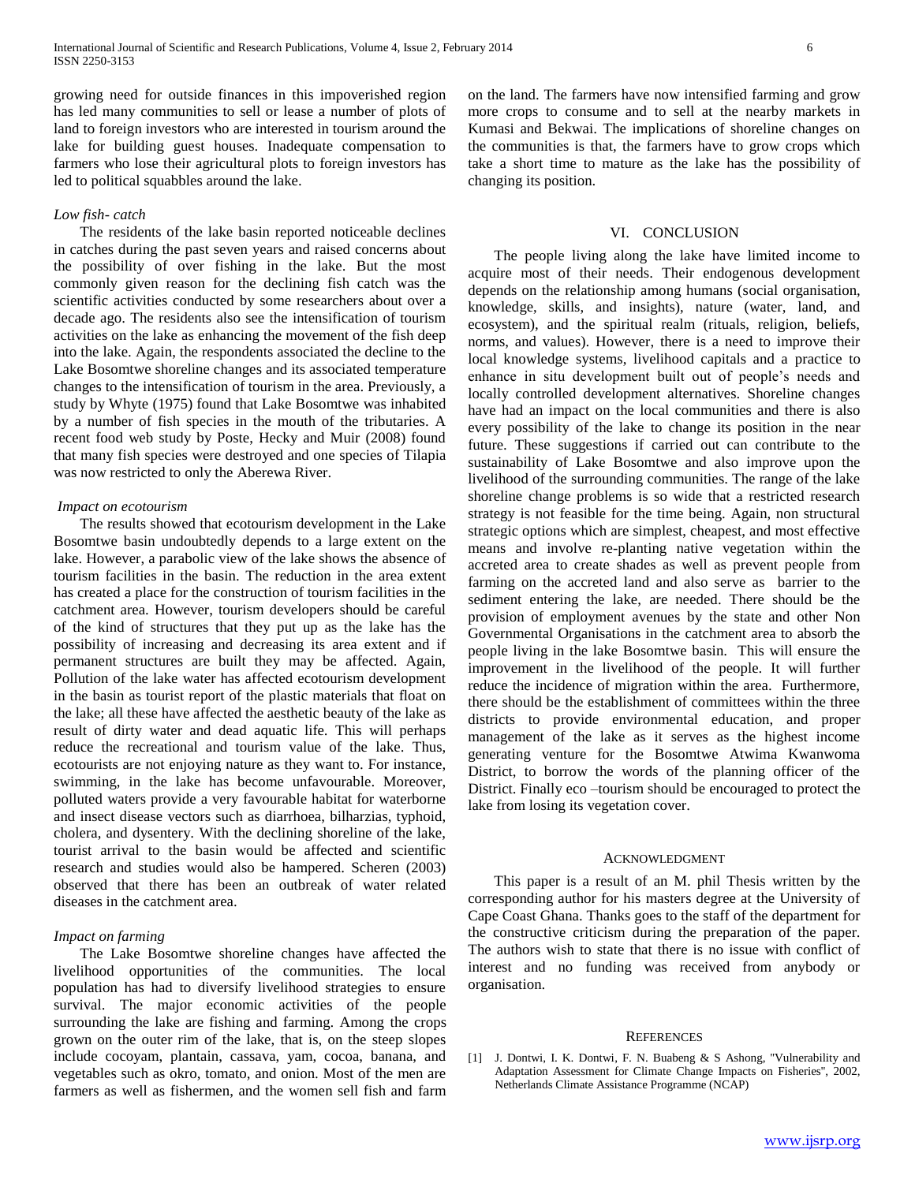growing need for outside finances in this impoverished region has led many communities to sell or lease a number of plots of land to foreign investors who are interested in tourism around the lake for building guest houses. Inadequate compensation to farmers who lose their agricultural plots to foreign investors has led to political squabbles around the lake.

*Low fish- catch*

The residents of the lake basin reported noticeable declines in catches during the past seven years and raised concerns about the possibility of over fishing in the lake. But the most commonly given reason for the declining fish catch was the scientific activities conducted by some researchers about over a decade ago. The residents also see the intensification of tourism activities on the lake as enhancing the movement of the fish deep into the lake. Again, the respondents associated the decline to the Lake Bosomtwe shoreline changes and its associated temperature changes to the intensification of tourism in the area. Previously, a study by Whyte (1975) found that Lake Bosomtwe was inhabited by a number of fish species in the mouth of the tributaries. A recent food web study by Poste, Hecky and Muir (2008) found that many fish species were destroyed and one species of Tilapia was now restricted to only the Aberewa River.

*Impact on ecotourism*

The results showed that ecotourism development in the Lake Bosomtwe basin undoubtedly depends to a large extent on the lake. However, a parabolic view of the lake shows the absence of tourism facilities in the basin. The reduction in the area extent has created a place for the construction of tourism facilities in the catchment area. However, tourism developers should be careful of the kind of structures that they put up as the lake has the possibility of increasing and decreasing its area extent and if permanent structures are built they may be affected. Again, Pollution of the lake water has affected ecotourism development in the basin as tourist report of the plastic materials that float on the lake; all these have affected the aesthetic beauty of the lake as result of dirty water and dead aquatic life. This will perhaps reduce the recreational and tourism value of the lake. Thus, ecotourists are not enjoying nature as they want to. For instance, swimming, in the lake has become unfavourable. Moreover, polluted waters provide a very favourable habitat for waterborne and insect disease vectors such as diarrhoea, bilharzias, typhoid, cholera, and dysentery. With the declining shoreline of the lake, tourist arrival to the basin would be affected and scientific research and studies would also be hampered. Scheren (2003) observed that there has been an outbreak of water related diseases in the catchment area.

*Impact on farming*

The Lake Bosomtwe shoreline changes have affected the livelihood opportunities of the communities. The local population has had to diversify livelihood strategies to ensure survival. The major economic activities of the people surrounding the lake are fishing and farming. Among the crops grown on the outer rim of the lake, that is, on the steep slopes include cocoyam, plantain, cassava, yam, cocoa, banana, and vegetables such as okro, tomato, and onion. Most of the men are farmers as well as fishermen, and the women sell fish and farm on the land. The farmers have now intensified farming and grow more crops to consume and to sell at the nearby markets in Kumasi and Bekwai. The implications of shoreline changes on the communities is that, the farmers have to grow crops which take a short time to mature as the lake has the possibility of changing its position.

## VI. Conclusion

The people living along the lake have limited income to acquire most of their needs. Their endogenous development depends on the relationship among humans (social organisation, knowledge, skills, and insights), nature (water, land, and ecosystem), and the spiritual realm (rituals, religion, beliefs, norms, and values). However, there is a need to improve their local knowledge systems, livelihood capitals and a practice to enhance in situ development built out of people's needs and locally controlled development alternatives. Shoreline changes have had an impact on the local communities and there is also every possibility of the lake to change its position in the near future. These suggestions if carried out can contribute to the sustainability of Lake Bosomtwe and also improve upon the livelihood of the surrounding communities. The range of the lake shoreline change problems is so wide that a restricted research strategy is not feasible for the time being. Again, non structural strategic options which are simplest, cheapest, and most effective means and involve re-planting native vegetation within the accreted area to create shades as well as prevent people from farming on the accreted land and also serve as barrier to the sediment entering the lake, are needed. There should be the provision of employment avenues by the state and other Non Governmental Organisations in the catchment area to absorb the people living in the lake Bosomtwe basin. This will ensure the improvement in the livelihood of the people. It will further reduce the incidence of migration within the area. Furthermore, there should be the establishment of committees within the three districts to provide environmental education, and proper management of the lake as it serves as the highest income generating venture for the Bosomtwe Atwima Kwanwoma District, to borrow the words of the planning officer of the District. Finally eco –tourism should be encouraged to protect the lake from losing its vegetation cover.

## Acknowledgment

This paper is a result of an M. phil Thesis written by the corresponding author for his masters degree at the University of Cape Coast Ghana. Thanks goes to the staff of the department for the constructive criticism during the preparation of the paper. The authors wish to state that there is no issue with conflict of interest and no funding was received from anybody or organisation.

## References

[1] J. Dontwi, I. K. Dontwi, F. N. Buabeng & S Ashong, "Vulnerability and Adaptation Assessment for Climate Change Impacts on Fisheries", 2002, Netherlands Climate Assistance Programme (NCAP)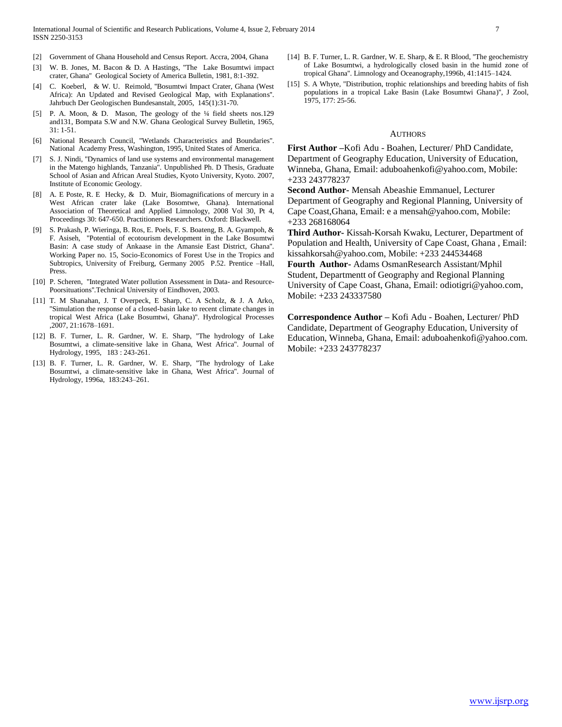[2] Government of Ghana Household and Census Report. Accra, 2004, Ghana

[3] W. B. Jones, M. Bacon & D. A Hastings, "The Lake Bosumtwi impact crater, Ghana" Geological Society of America Bulletin, 1981, 8:1-392.

[4] C. Koeberl, & W. U. Reimold, "Bosumtwi Impact Crater, Ghana (West Africa): An Updated and Revised Geological Map, with Explanations". Jahrbuch Der Geologischen Bundesanstalt, 2005, 145(1):31-70.

[5] P. A. Moon, & D. Mason, The geology of the ¼ field sheets nos.129 and131, Bompata S.W and N.W. Ghana Geological Survey Bulletin, 1965, 31: 1-51.

[6] National Research Council, "Wetlands Characteristics and Boundaries". National Academy Press, Washington, 1995, United States of America.

[7] S. J. Nindi, "Dynamics of land use systems and environmental management in the Matengo highlands, Tanzania". Unpublished Ph. D Thesis, Graduate School of Asian and African Areal Studies, Kyoto University, Kyoto. 2007, Institute of Economic Geology.

[8] A. E Poste, R. E Hecky, & D. Muir, Biomagnifications of mercury in a West African crater lake (Lake Bosomtwe, Ghana). International Association of Theoretical and Applied Limnology, 2008 Vol 30, Pt 4, Proceedings 30: 647-650. Practitioners Researchers. Oxford: Blackwell.

[9] S. Prakash, P. Wieringa, B. Ros, E. Poels, F. S. Boateng, B. A. Gyampoh, & F. Asiseh, "Potential of ecotourism development in the Lake Bosumtwi Basin: A case study of Ankaase in the Amansie East District, Ghana". Working Paper no. 15, Socio-Economics of Forest Use in the Tropics and Subtropics, University of Freiburg, Germany 2005 P.52. Prentice –Hall, Press.

[10] P. Scheren, "Integrated Water pollution Assessment in Data- and Resource-Poorsituations".Technical University of Eindhoven, 2003.

[11] T. M Shanahan, J. T Overpeck, E Sharp, C. A Scholz, & J. A Arko, "Simulation the response of a closed-basin lake to recent climate changes in tropical West Africa (Lake Bosumtwi, Ghana)". Hydrological Processes ,2007, 21:1678–1691.

[12] B. F. Turner, L. R. Gardner, W. E. Sharp, "The hydrology of Lake Bosumtwi, a climate-sensitive lake in Ghana, West Africa". Journal of Hydrology, 1995, 183 : 243-261.

[13] B. F. Turner, L. R. Gardner, W. E. Sharp, "The hydrology of Lake Bosumtwi, a climate-sensitive lake in Ghana, West Africa". Journal of Hydrology, 1996a, 183:243–261.

[14] B. F. Turner, L. R. Gardner, W. E. Sharp, & E. R Blood, "The geochemistry of Lake Bosumtwi, a hydrologically closed basin in the humid zone of tropical Ghana". Limnology and Oceanography,1996b, 41:1415–1424.

[15] S. A Whyte, "Distribution, trophic relationships and breeding habits of fish populations in a tropical Lake Basin (Lake Bosumtwi Ghana)", J Zool, 1975, 177: 25-56.

## Authors

**First Author –**Kofi Adu - Boahen, Lecturer/ PhD Candidate, Department of Geography Education, University of Education, Winneba, Ghana, Email: aduboahenkofi@yahoo.com, Mobile: +233 243778237

**Second Author-** Mensah Abeashie Emmanuel, Lecturer Department of Geography and Regional Planning, University of Cape Coast,Ghana, Email: e a mensah@yahoo.com, Mobile: +233 268168064

**Third Author-** Kissah-Korsah Kwaku, Lecturer, Department of Population and Health, University of Cape Coast, Ghana , Email: kissahkorsah@yahoo.com, Mobile: +233 244534468

**Fourth Author-** Adams OsmanResearch Assistant/Mphil Student, Departmentt of Geography and Regional Planning University of Cape Coast, Ghana, Email: odiotigri@yahoo.com, Mobile: +233 243337580

**Correspondence Author –** Kofi Adu - Boahen, Lecturer/ PhD Candidate, Department of Geography Education, University of Education, Winneba, Ghana, Email: aduboahenkofi@yahoo.com. Mobile: +233 243778237